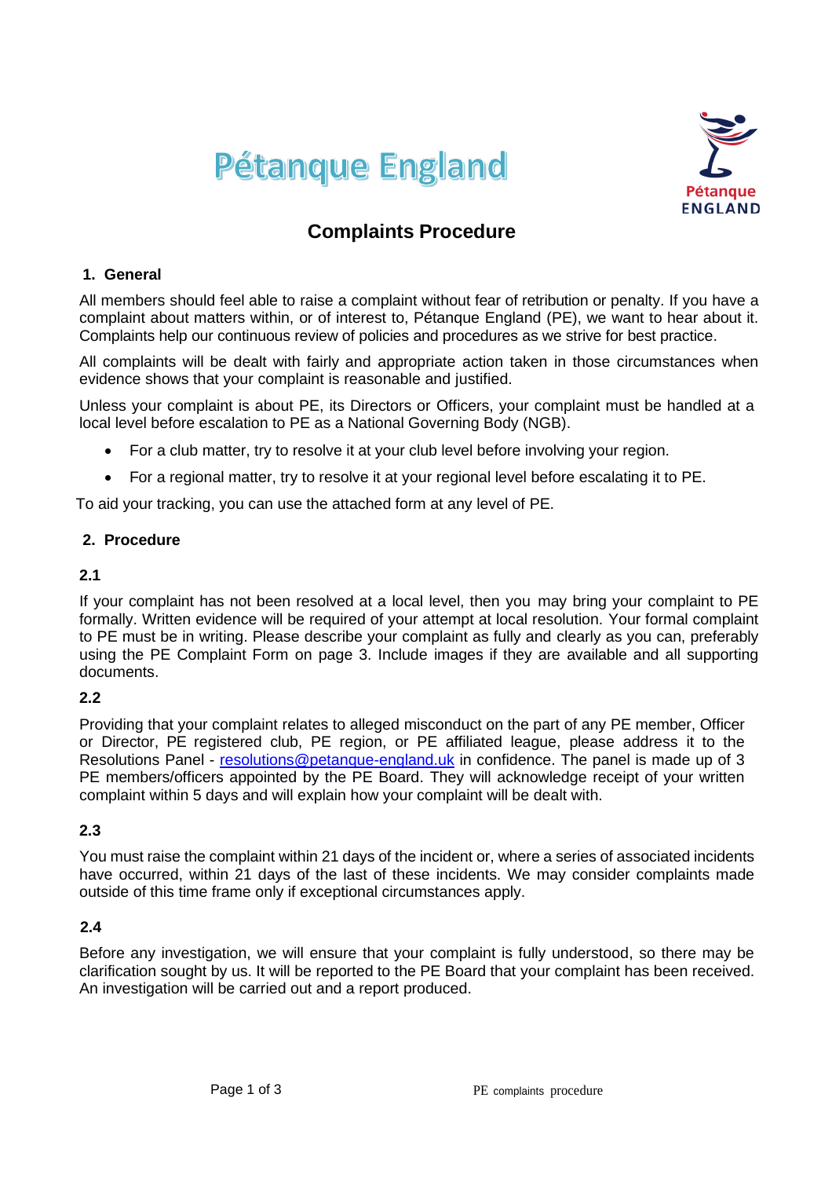# Pétanque England

## Complaints Procedure

### 1. General

All members should feel able to raise a complaint without fear of retribution or penalty. If you have a complaint about matters within, or of interest to, Pétanque England (PE), we want to hear about it. Complaints help our continuous review of policies and procedures as we strive for best practice.

All complaints will be dealt with fairly and appropriate action taken in those circumstances when evidence shows that your complaint is reasonable and justified.

Unless your complaint is about PE, its Directors or Officers, your complaint must be handled at a local level before escalation to PE as a National Governing Body (NGB).

- For a club matter, try to resolve it at your club level before involving your region.
- For a regional matter, try to resolve it at your regional level before escalating it to PE.

To aid your tracking, you can use the attached form at any level of PE.

### 2. Procedure

**2.1**

If your complaint has not been resolved at a local level, then you may bring your complaint to PE formally. Written evidence will be required of your attempt at local resolution. Your formal complaint to PE must be in writing. Please describe your complaint as fully and clearly as you can, preferably using the PE Complaint Form on page 3. Include images if they are available and all supporting documents.

**2.2**

Providing that your complaint relates to alleged misconduct on the part of any PE member, Officer or Director, PE registered club, PE region, or PE affiliated league, please address it to the Resolutions Panel - [resolutions@petanque-england.uk](mailto:resolutions@petanque-england.uk) in confidence. The panel is made up of 3 PE members/officers appointed by the PE Board. They will acknowledge receipt of your written complaint within 5 days and will explain how your complaint will be dealt with.

**2.3**

You must raise the complaint within 21 days of the incident or, where a series of associated incidents have occurred, within 21 days of the last of these incidents. We may consider complaints made outside of this time frame only if exceptional circumstances apply.

**2.4**

Before any investigation, we will ensure that your complaint is fully understood, so there may be clarification sought by us. It will be reported to the PE Board that your complaint has been received. An investigation will be carried out and a report produced.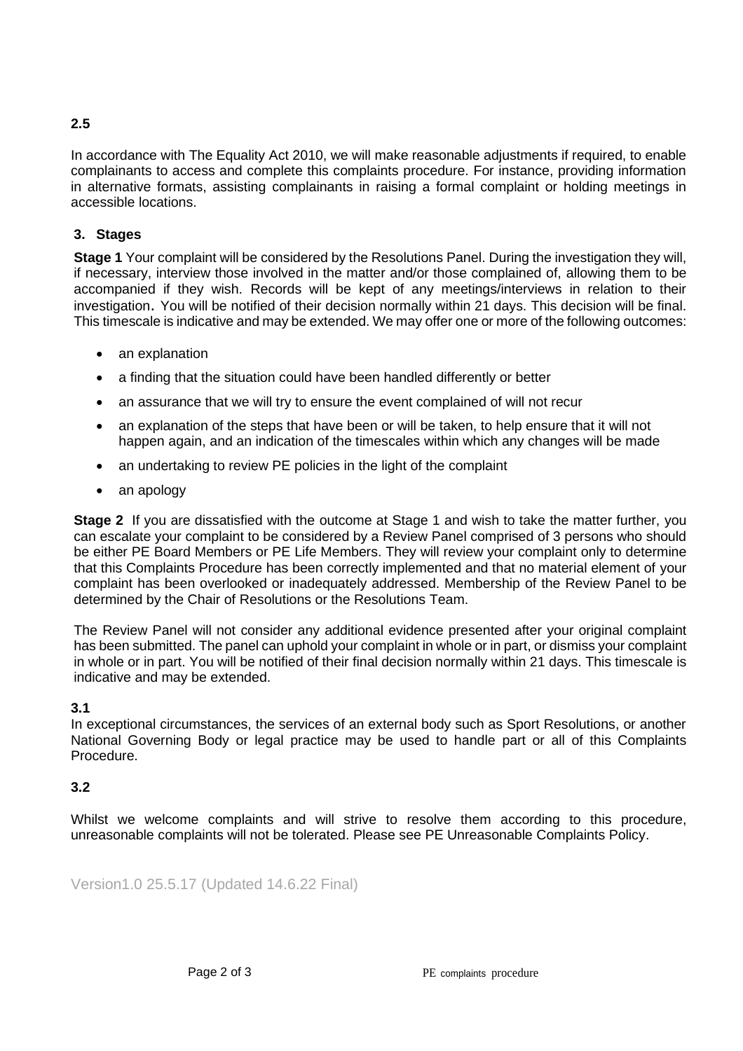**2.5**

In accordance with The Equality Act 2010, we will make reasonable adjustments if required, to enable complainants to access and complete this complaints procedure. For instance, providing information in alternative formats, assisting complainants in raising a formal complaint or holding meetings in accessible locations.

## 3. Stages

**Stage 1** Your complaint will be considered by the Resolutions Panel. During the investigation they will, if necessary, interview those involved in the matter and/or those complained of, allowing them to be accompanied if they wish. Records will be kept of any meetings/interviews in relation to their investigation. You will be notified of their decision normally within 21 days. This decision will be final. This timescale is indicative and may be extended. We may offer one or more of the following outcomes:

- an explanation
- a finding that the situation could have been handled differently or better
- an assurance that we will try to ensure the event complained of will not recur
- an explanation of the steps that have been or will be taken, to help ensure that it will not happen again, and an indication of the timescales within which any changes will be made
- an undertaking to review PE policies in the light of the complaint
- an apology

**Stage 2** If you are dissatisfied with the outcome at Stage 1 and wish to take the matter further, you can escalate your complaint to be considered by a Review Panel comprised of 3 persons who should be either PE Board Members or PE Life Members. They will review your complaint only to determine that this Complaints Procedure has been correctly implemented and that no material element of your complaint has been overlooked or inadequately addressed. Membership of the Review Panel to be determined by the Chair of Resolutions or the Resolutions Team.

The Review Panel will not consider any additional evidence presented after your original complaint has been submitted. The panel can uphold your complaint in whole or in part, or dismiss your complaint in whole or in part. You will be notified of their final decision normally within 21 days. This timescale is indicative and may be extended.

**3.1**

In exceptional circumstances, the services of an external body such as Sport Resolutions, or another National Governing Body or legal practice may be used to handle part or all of this Complaints Procedure.

**3.2**

Whilst we welcome complaints and will strive to resolve them according to this procedure, unreasonable complaints will not be tolerated. Please see PE Unreasonable Complaints Policy.

Version1.0 25.5.17 (Updated 14.6.22 Final)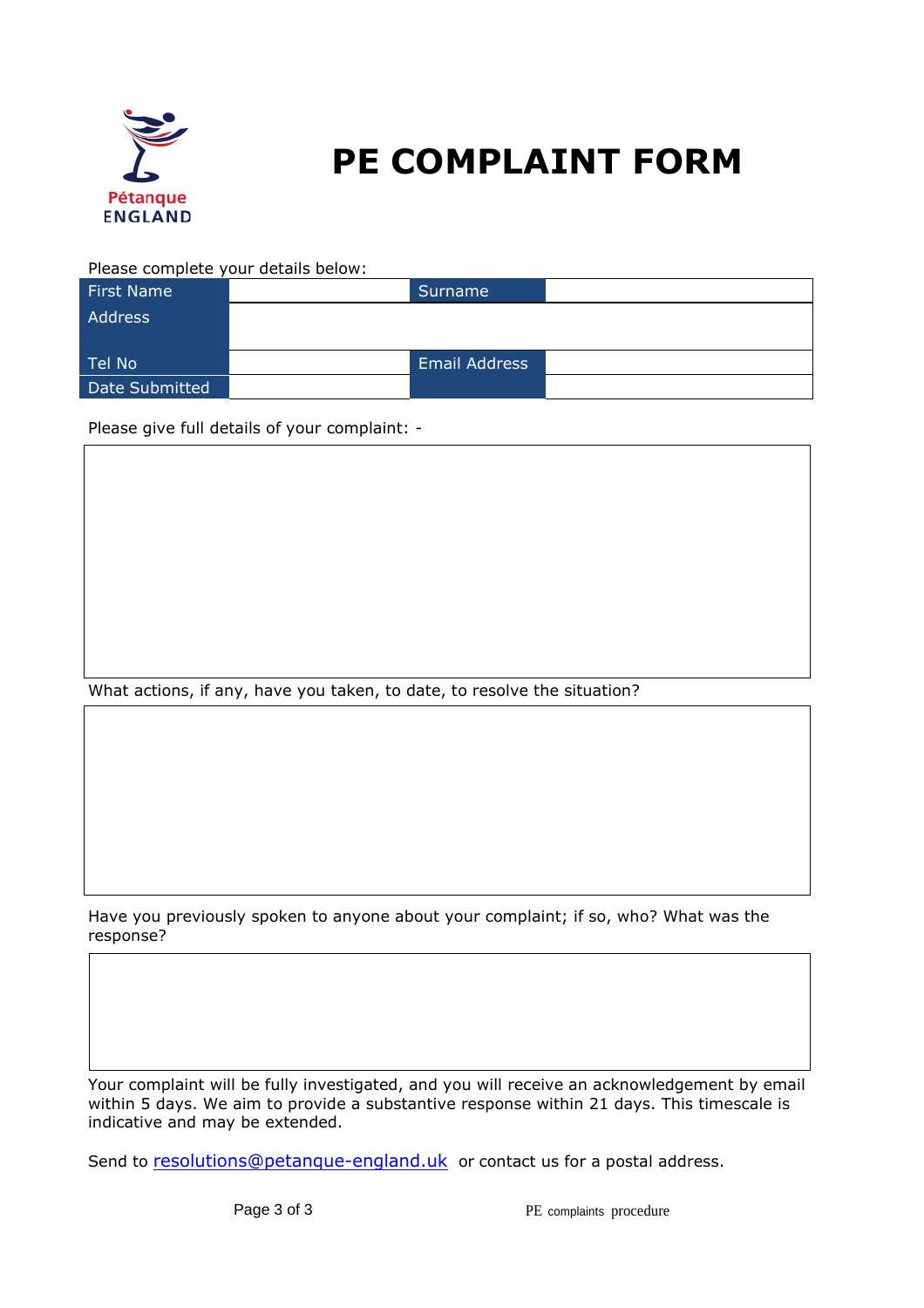Pétanque
ENGLAND

# PE COMPLAINT FORM

Please complete your details below:

| | | | |
|---|---|---|---|
| First Name | | Surname | |
| Address | | | |
| Tel No | | Email Address | |
| Date Submitted | | | |

Please give full details of your complaint: -

What actions, if any, have you taken, to date, to resolve the situation?

Have you previously spoken to anyone about your complaint; if so, who? What was the response?

Your complaint will be fully investigated, and you will receive an acknowledgement by email within 5 days. We aim to provide a substantive response within 21 days. This timescale is indicative and may be extended.

Send to resolutions@petanque-england.uk or contact us for a postal address.